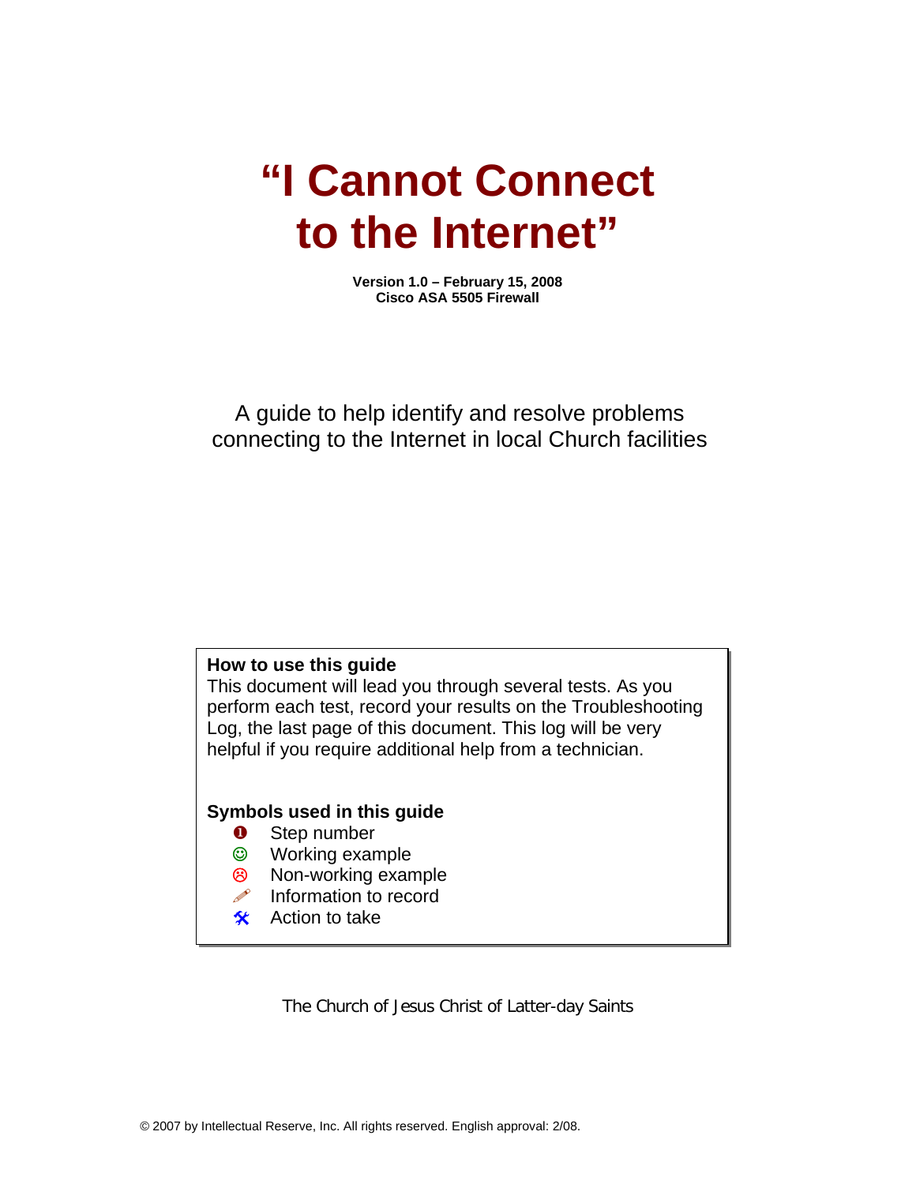# "I Cannot Connect to the Internet"

**Version 1.0 – February 15, 2008**
**Cisco ASA 5505 Firewall**

A guide to help identify and resolve problems connecting to the Internet in local Church facilities

**How to use this guide**
This document will lead you through several tests. As you perform each test, record your results on the Troubleshooting Log, the last page of this document. This log will be very helpful if you require additional help from a technician.

**Symbols used in this guide**

- ❶ Step number
- ☺ Working example
- ☹ Non-working example
- ✎ Information to record
- 🛠 Action to take

The Church of Jesus Christ of Latter-day Saints

© 2007 by Intellectual Reserve, Inc. All rights reserved. English approval: 2/08.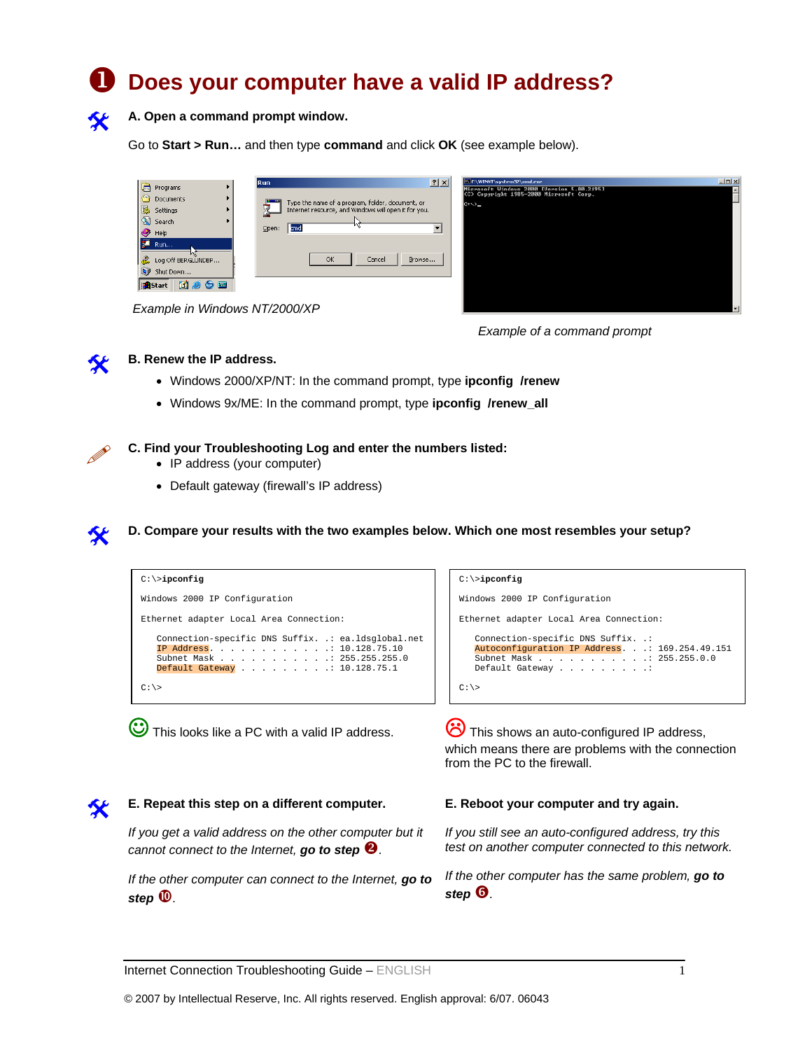# ❶ Does your computer have a valid IP address?

**A. Open a command prompt window.**

Go to **Start > Run…** and then type **command** and click **OK** (see example below).

*Example in Windows NT/2000/XP*

*Example of a command prompt*

**B. Renew the IP address.**

- Windows 2000/XP/NT: In the command prompt, type **ipconfig /renew**
- Windows 9x/ME: In the command prompt, type **ipconfig /renew_all**

**C. Find your Troubleshooting Log and enter the numbers listed:**

- IP address (your computer)
- Default gateway (firewall's IP address)

**D. Compare your results with the two examples below. Which one most resembles your setup?**

```
C:\>ipconfig

Windows 2000 IP Configuration

Ethernet adapter Local Area Connection:

   Connection-specific DNS Suffix. .: ea.ldsglobal.net
   IP Address. . . . . . . . . . . .: 10.128.75.10
   Subnet Mask . . . . . . . . . . .: 255.255.255.0
   Default Gateway . . . . . . . . .: 10.128.75.1

C:\>
```

☺ This looks like a PC with a valid IP address.

```
C:\>ipconfig

Windows 2000 IP Configuration

Ethernet adapter Local Area Connection:

   Connection-specific DNS Suffix. .:
   Autoconfiguration IP Address. . .: 169.254.49.151
   Subnet Mask . . . . . . . . . . .: 255.255.0.0
   Default Gateway . . . . . . . . .:

C:\>
```

☹ This shows an auto-configured IP address, which means there are problems with the connection from the PC to the firewall.

**E. Repeat this step on a different computer.**

*If you get a valid address on the other computer but it cannot connect to the Internet,* ***go to step*** *❷.*

*If the other computer can connect to the Internet,* ***go to step*** *❿.*

**E. Reboot your computer and try again.**

*If you still see an auto-configured address, try this test on another computer connected to this network.*

*If the other computer has the same problem,* ***go to step*** *❻.*

Internet Connection Troubleshooting Guide – ENGLISH

© 2007 by Intellectual Reserve, Inc. All rights reserved. English approval: 6/07. 06043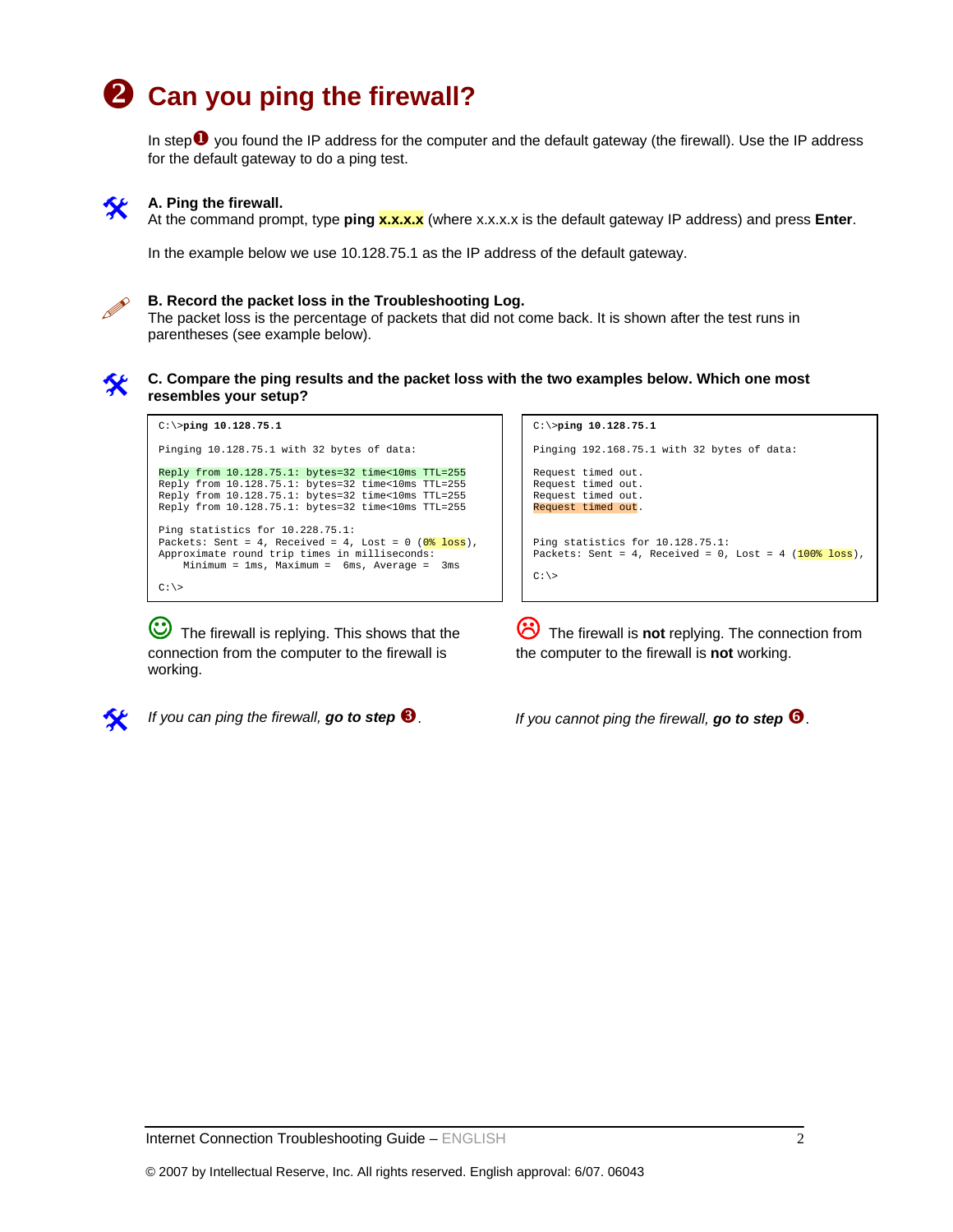# ❷ Can you ping the firewall?

In step ❶ you found the IP address for the computer and the default gateway (the firewall). Use the IP address for the default gateway to do a ping test.

**A. Ping the firewall.**
At the command prompt, type **ping x.x.x.x** (where x.x.x.x is the default gateway IP address) and press **Enter**.

In the example below we use 10.128.75.1 as the IP address of the default gateway.

**B. Record the packet loss in the Troubleshooting Log.**
The packet loss is the percentage of packets that did not come back. It is shown after the test runs in parentheses (see example below).

**C. Compare the ping results and the packet loss with the two examples below. Which one most resembles your setup?**

```
C:\>ping 10.128.75.1

Pinging 10.128.75.1 with 32 bytes of data:

Reply from 10.128.75.1: bytes=32 time<10ms TTL=255
Reply from 10.128.75.1: bytes=32 time<10ms TTL=255
Reply from 10.128.75.1: bytes=32 time<10ms TTL=255
Reply from 10.128.75.1: bytes=32 time<10ms TTL=255

Ping statistics for 10.228.75.1:
Packets: Sent = 4, Received = 4, Lost = 0 (0% loss),
Approximate round trip times in milliseconds:
    Minimum = 1ms, Maximum =  6ms, Average =  3ms

C:\>
```

☺ The firewall is replying. This shows that the connection from the computer to the firewall is working.

*If you can ping the firewall, **go to step** ❸.*

```
C:\>ping 10.128.75.1

Pinging 192.168.75.1 with 32 bytes of data:

Request timed out.
Request timed out.
Request timed out.
Request timed out.


Ping statistics for 10.128.75.1:
Packets: Sent = 4, Received = 0, Lost = 4 (100% loss),

C:\>
```

☹ The firewall is **not** replying. The connection from the computer to the firewall is **not** working.

*If you cannot ping the firewall, **go to step** ❻.*

© 2007 by Intellectual Reserve, Inc. All rights reserved. English approval: 6/07. 06043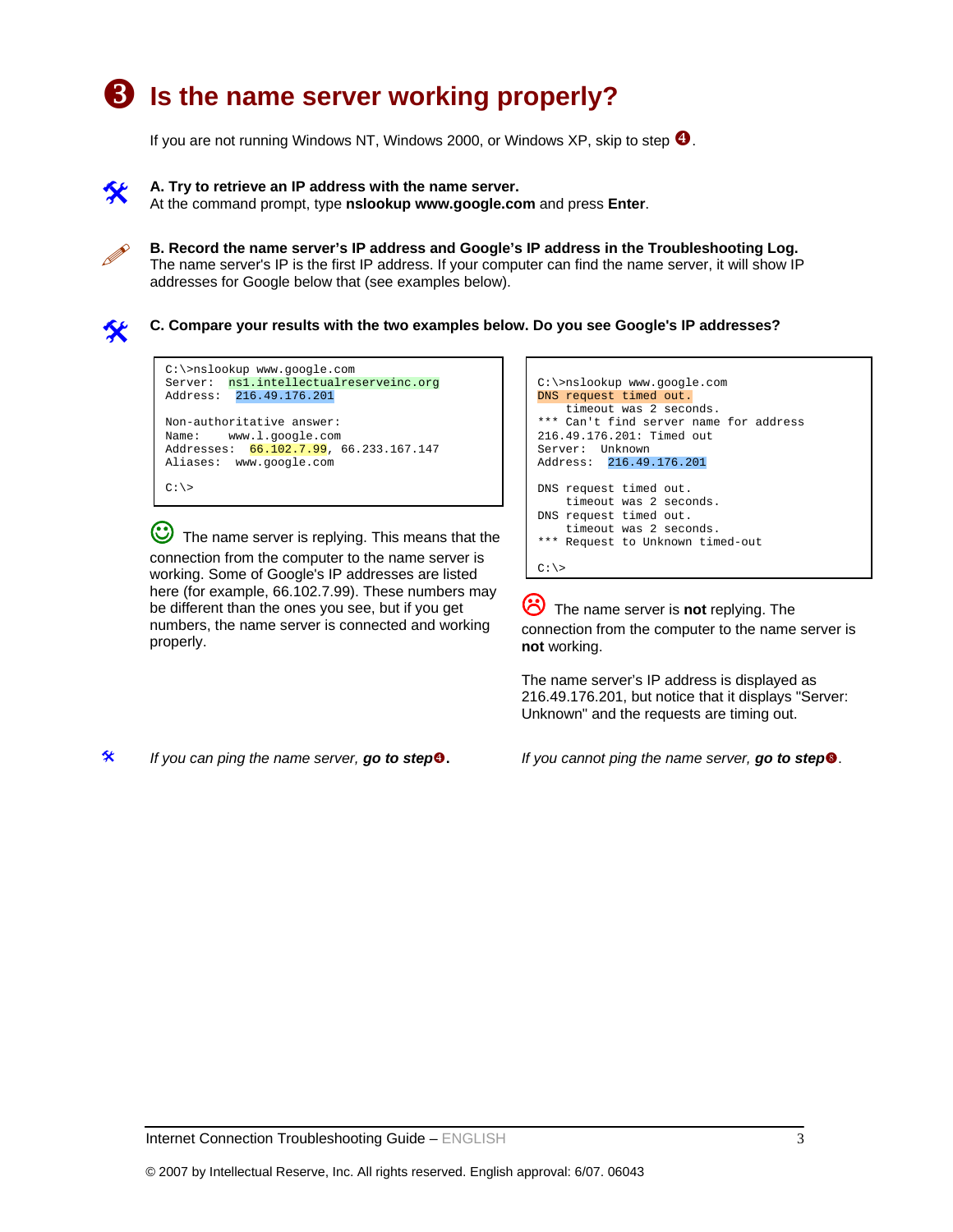# ❸ Is the name server working properly?

If you are not running Windows NT, Windows 2000, or Windows XP, skip to step ❹.

**A. Try to retrieve an IP address with the name server.**
At the command prompt, type **nslookup www.google.com** and press **Enter**.

**B. Record the name server's IP address and Google's IP address in the Troubleshooting Log.**
The name server's IP is the first IP address. If your computer can find the name server, it will show IP addresses for Google below that (see examples below).

**C. Compare your results with the two examples below. Do you see Google's IP addresses?**

```
C:\>nslookup www.google.com
Server:  ns1.intellectualreserveinc.org
Address:  216.49.176.201

Non-authoritative answer:
Name:    www.l.google.com
Addresses:  66.102.7.99, 66.233.167.147
Aliases:  www.google.com

C:\>
```

☺ The name server is replying. This means that the connection from the computer to the name server is working. Some of Google's IP addresses are listed here (for example, 66.102.7.99). These numbers may be different than the ones you see, but if you get numbers, the name server is connected and working properly.

```
C:\>nslookup www.google.com
DNS request timed out.
    timeout was 2 seconds.
*** Can't find server name for address
216.49.176.201: Timed out
Server:  Unknown
Address:  216.49.176.201

DNS request timed out.
    timeout was 2 seconds.
DNS request timed out.
    timeout was 2 seconds.
*** Request to Unknown timed-out

C:\>
```

☹ The name server is **not** replying. The connection from the computer to the name server is **not** working.

The name server's IP address is displayed as 216.49.176.201, but notice that it displays "Server: Unknown" and the requests are timing out.

*If you can ping the name server,* ***go to step*** ❹**.**

*If you cannot ping the name server,* ***go to step*** ❽.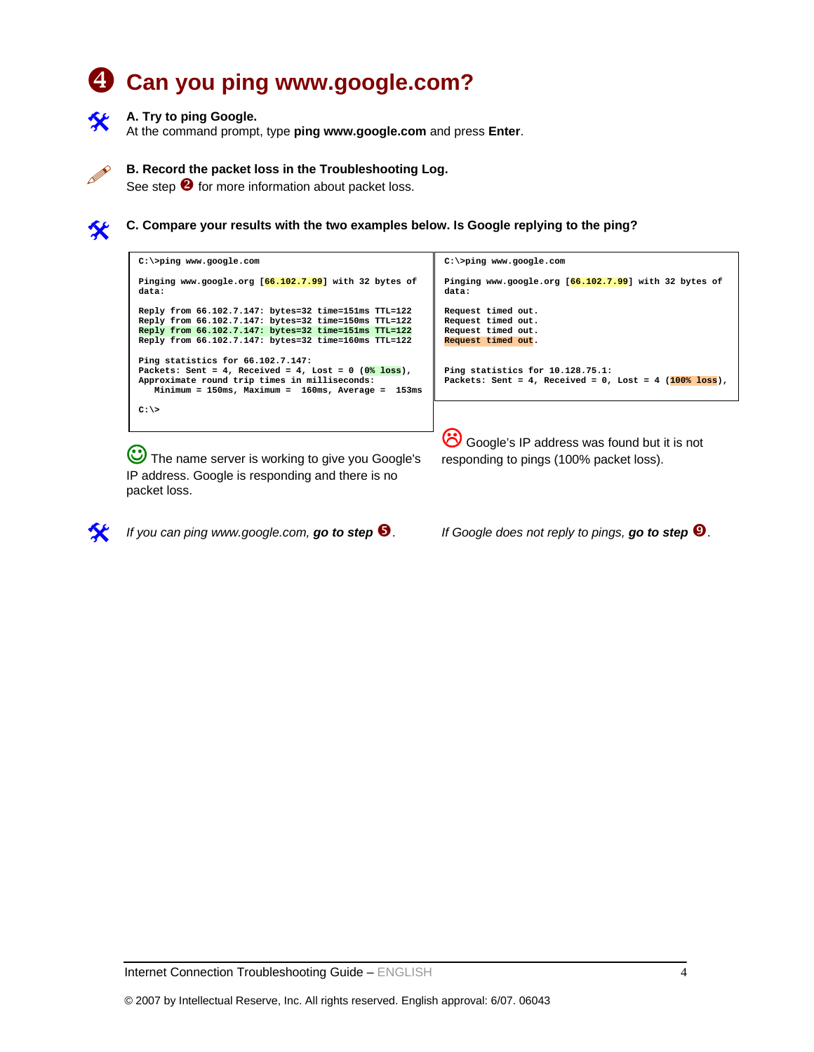# ❹ Can you ping www.google.com?

**A. Try to ping Google.**
At the command prompt, type **ping www.google.com** and press **Enter**.

**B. Record the packet loss in the Troubleshooting Log.**
See step ❷ for more information about packet loss.

**C. Compare your results with the two examples below. Is Google replying to the ping?**

```
C:\>ping www.google.com

Pinging www.google.org [66.102.7.99] with 32 bytes of
data:

Reply from 66.102.7.147: bytes=32 time=151ms TTL=122
Reply from 66.102.7.147: bytes=32 time=150ms TTL=122
Reply from 66.102.7.147: bytes=32 time=151ms TTL=122
Reply from 66.102.7.147: bytes=32 time=160ms TTL=122

Ping statistics for 66.102.7.147:
Packets: Sent = 4, Received = 4, Lost = 0 (0% loss),
Approximate round trip times in milliseconds:
   Minimum = 150ms, Maximum =  160ms, Average =  153ms

C:\>
```

☺ The name server is working to give you Google's IP address. Google is responding and there is no packet loss.

```
C:\>ping www.google.com

Pinging www.google.org [66.102.7.99] with 32 bytes of
data:

Request timed out.
Request timed out.
Request timed out.
Request timed out.


Ping statistics for 10.128.75.1:
Packets: Sent = 4, Received = 0, Lost = 4 (100% loss),
```

☹ Google's IP address was found but it is not responding to pings (100% packet loss).

*If you can ping www.google.com,* ***go to step*** ❺.

*If Google does not reply to pings,* ***go to step*** ❾.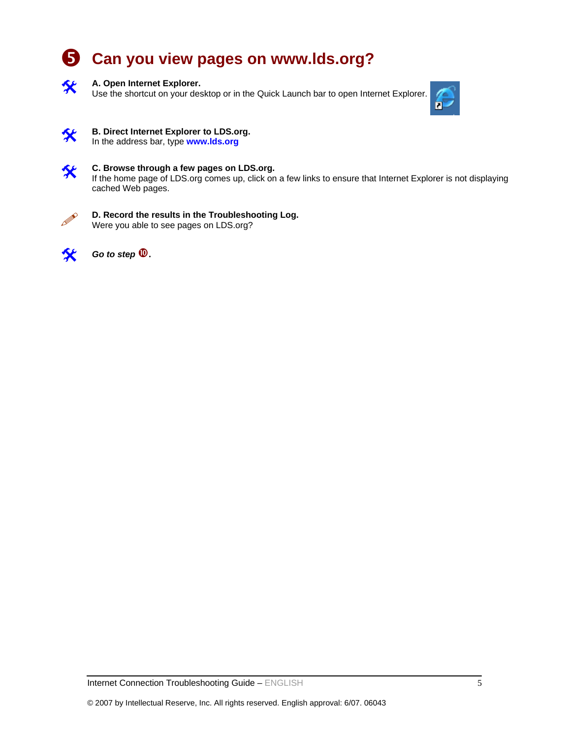# ❺ Can you view pages on www.lds.org?

**A. Open Internet Explorer.**
Use the shortcut on your desktop or in the Quick Launch bar to open Internet Explorer.

**B. Direct Internet Explorer to LDS.org.**
In the address bar, type **www.lds.org**

**C. Browse through a few pages on LDS.org.**
If the home page of LDS.org comes up, click on a few links to ensure that Internet Explorer is not displaying cached Web pages.

**D. Record the results in the Troubleshooting Log.**
Were you able to see pages on LDS.org?

***Go to step ❿.***

© 2007 by Intellectual Reserve, Inc. All rights reserved. English approval: 6/07. 06043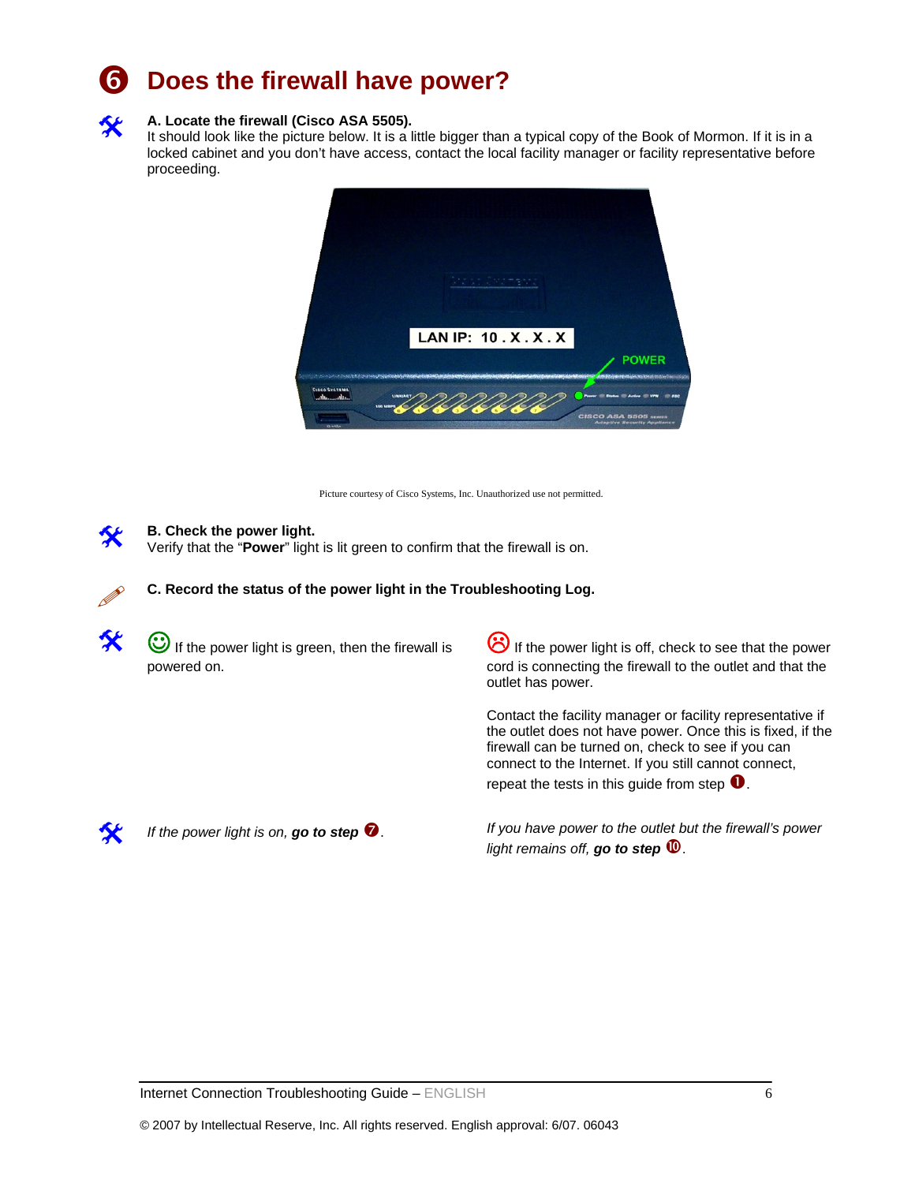# ❻ Does the firewall have power?

**A. Locate the firewall (Cisco ASA 5505).**
It should look like the picture below. It is a little bigger than a typical copy of the Book of Mormon. If it is in a locked cabinet and you don't have access, contact the local facility manager or facility representative before proceeding.

Picture courtesy of Cisco Systems, Inc. Unauthorized use not permitted.

**B. Check the power light.**
Verify that the "**Power**" light is lit green to confirm that the firewall is on.

**C. Record the status of the power light in the Troubleshooting Log.**

☺ If the power light is green, then the firewall is powered on.

*If the power light is on,* ***go to step*** ❼.

☹ If the power light is off, check to see that the power cord is connecting the firewall to the outlet and that the outlet has power.

Contact the facility manager or facility representative if the outlet does not have power. Once this is fixed, if the firewall can be turned on, check to see if you can connect to the Internet. If you still cannot connect, repeat the tests in this guide from step ❶.

*If you have power to the outlet but the firewall's power light remains off,* ***go to step*** ❿.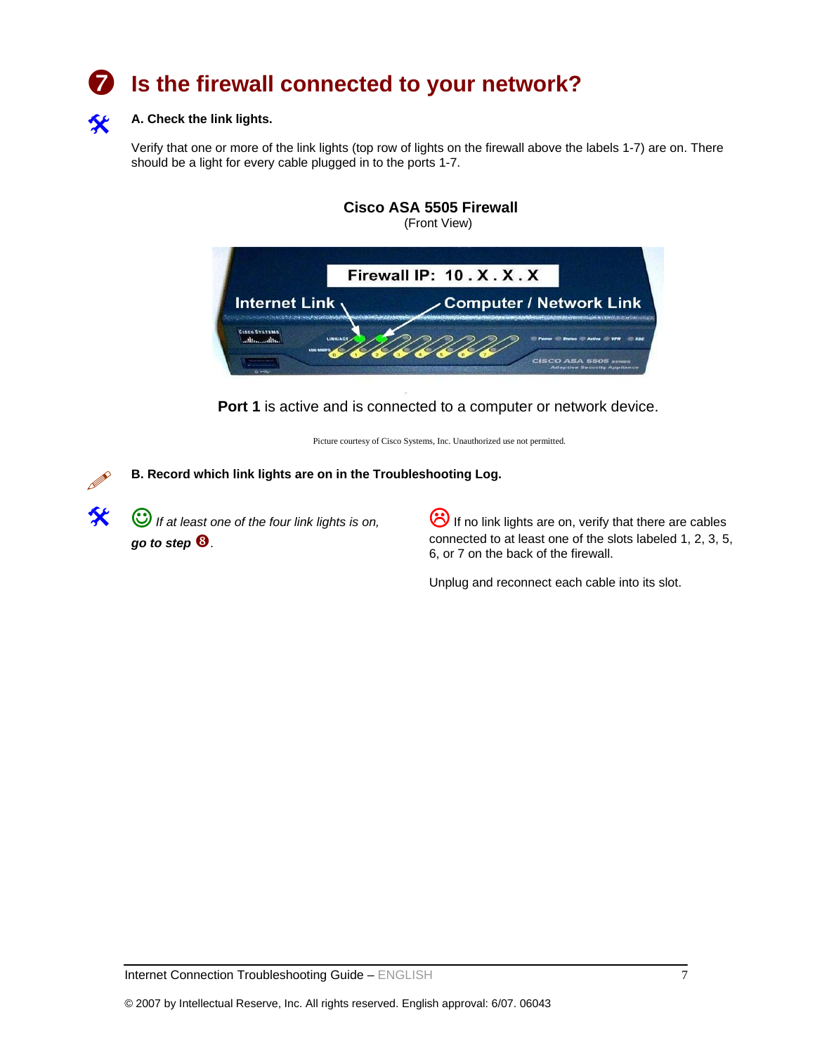# ❼ Is the firewall connected to your network?

**A. Check the link lights.**

Verify that one or more of the link lights (top row of lights on the firewall above the labels 1-7) are on. There should be a light for every cable plugged in to the ports 1-7.

**Cisco ASA 5505 Firewall**
(Front View)

**Port 1** is active and is connected to a computer or network device.

Picture courtesy of Cisco Systems, Inc. Unauthorized use not permitted.

**B. Record which link lights are on in the Troubleshooting Log.**

☺ *If at least one of the four link lights is on,* ***go to step*** ❽.

☹ If no link lights are on, verify that there are cables connected to at least one of the slots labeled 1, 2, 3, 5, 6, or 7 on the back of the firewall.

Unplug and reconnect each cable into its slot.

© 2007 by Intellectual Reserve, Inc. All rights reserved. English approval: 6/07. 06043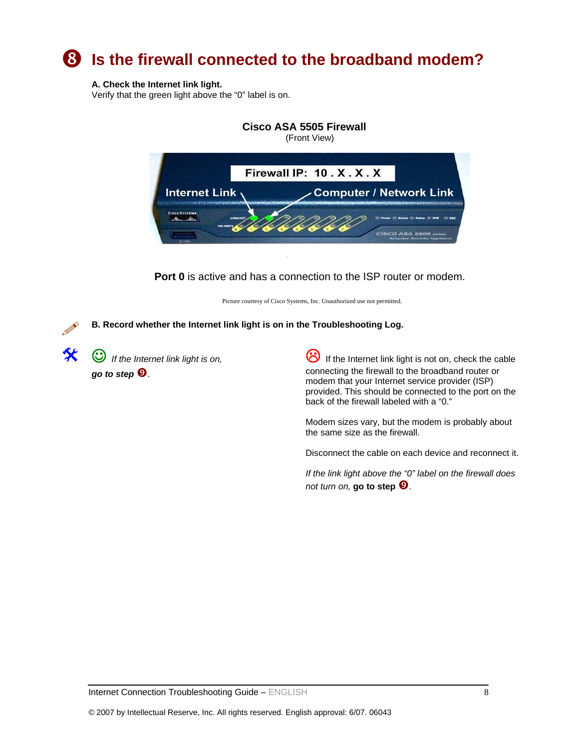# ❽ Is the firewall connected to the broadband modem?

**A. Check the Internet link light.**
Verify that the green light above the "0" label is on.

**Cisco ASA 5505 Firewall**
(Front View)

**Port 0** is active and has a connection to the ISP router or modem.

Picture courtesy of Cisco Systems, Inc. Unauthorized use not permitted.

**B. Record whether the Internet link light is on in the Troubleshooting Log.**

☺ *If the Internet link light is on,* ***go to step*** ❾.

☹ If the Internet link light is not on, check the cable connecting the firewall to the broadband router or modem that your Internet service provider (ISP) provided. This should be connected to the port on the back of the firewall labeled with a "0."

Modem sizes vary, but the modem is probably about the same size as the firewall.

Disconnect the cable on each device and reconnect it.

*If the link light above the "0" label on the firewall does not turn on,* **go to step** ❾.

© 2007 by Intellectual Reserve, Inc. All rights reserved. English approval: 6/07. 06043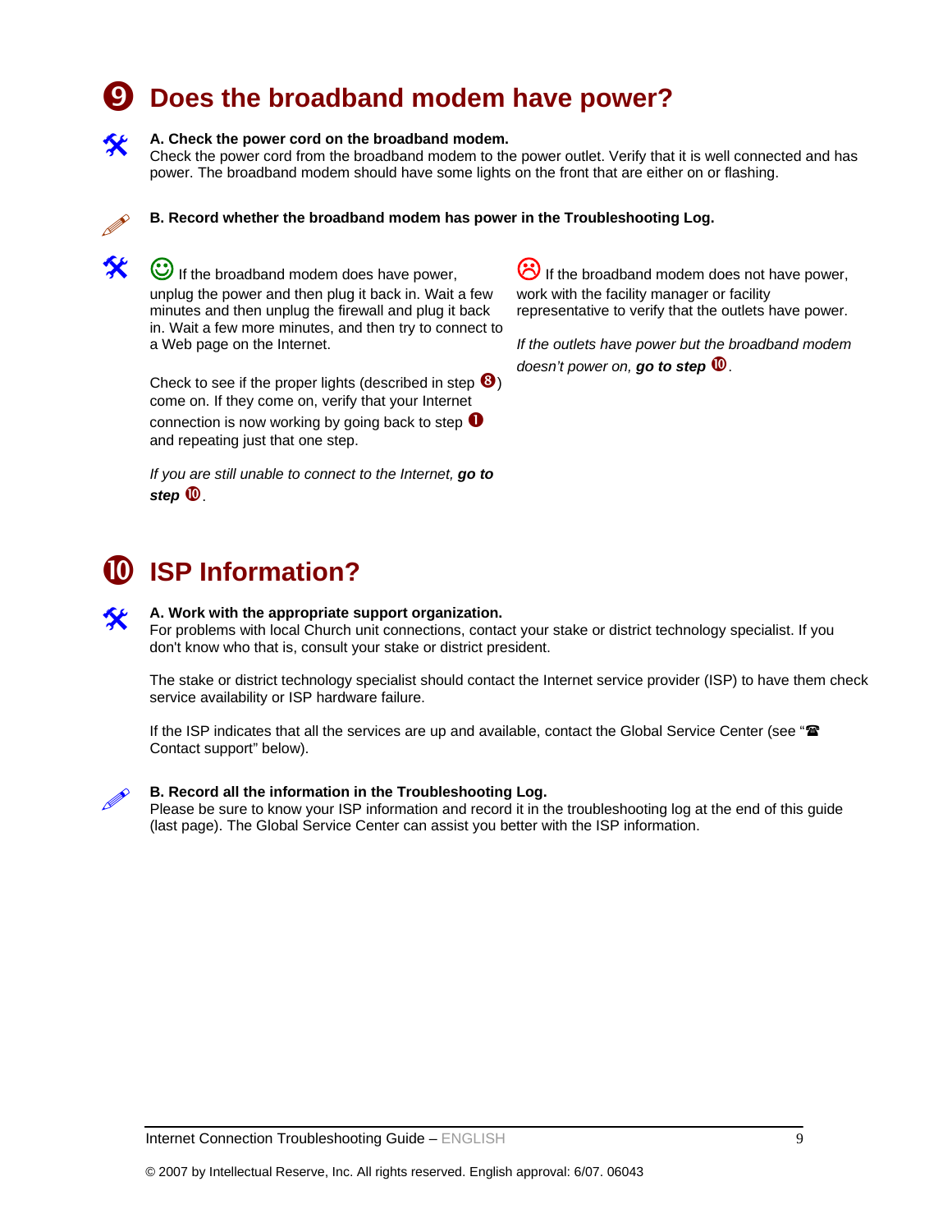# ❾ Does the broadband modem have power?

**A. Check the power cord on the broadband modem.**
Check the power cord from the broadband modem to the power outlet. Verify that it is well connected and has power. The broadband modem should have some lights on the front that are either on or flashing.

**B. Record whether the broadband modem has power in the Troubleshooting Log.**

☺ If the broadband modem does have power, unplug the power and then plug it back in. Wait a few minutes and then unplug the firewall and plug it back in. Wait a few more minutes, and then try to connect to a Web page on the Internet.

Check to see if the proper lights (described in step ❽) come on. If they come on, verify that your Internet connection is now working by going back to step ❶ and repeating just that one step.

*If you are still unable to connect to the Internet,* ***go to step*** ❿.

☹ If the broadband modem does not have power, work with the facility manager or facility representative to verify that the outlets have power.

*If the outlets have power but the broadband modem doesn't power on,* ***go to step*** ❿.

# ❿ ISP Information?

**A. Work with the appropriate support organization.**
For problems with local Church unit connections, contact your stake or district technology specialist. If you don't know who that is, consult your stake or district president.

The stake or district technology specialist should contact the Internet service provider (ISP) to have them check service availability or ISP hardware failure.

If the ISP indicates that all the services are up and available, contact the Global Service Center (see "☎ Contact support" below).

**B. Record all the information in the Troubleshooting Log.**
Please be sure to know your ISP information and record it in the troubleshooting log at the end of this guide (last page). The Global Service Center can assist you better with the ISP information.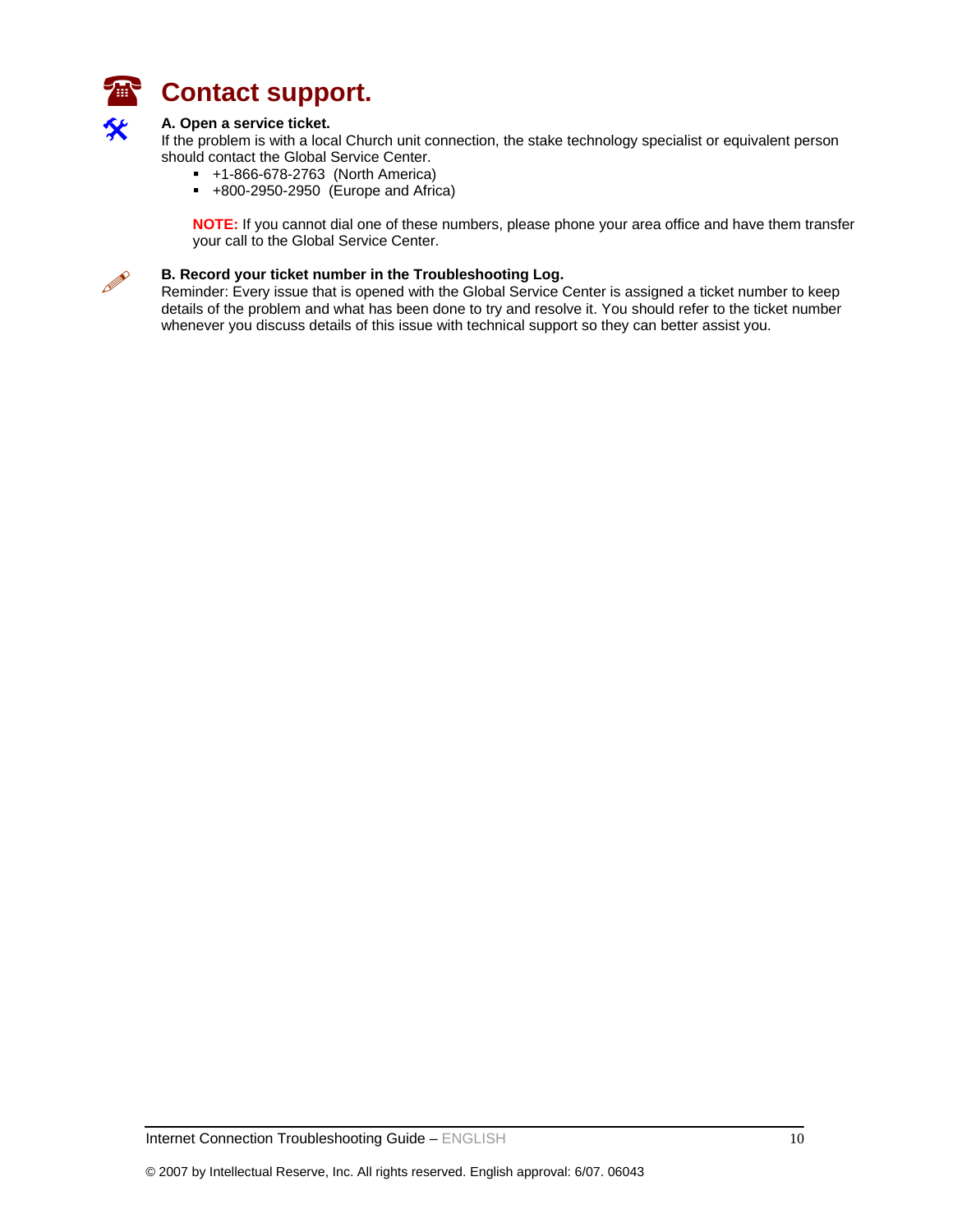# Contact support.

**A. Open a service ticket.**

If the problem is with a local Church unit connection, the stake technology specialist or equivalent person should contact the Global Service Center.

- +1-866-678-2763  (North America)
- +800-2950-2950  (Europe and Africa)

**NOTE:** If you cannot dial one of these numbers, please phone your area office and have them transfer your call to the Global Service Center.

**B. Record your ticket number in the Troubleshooting Log.**

Reminder: Every issue that is opened with the Global Service Center is assigned a ticket number to keep details of the problem and what has been done to try and resolve it. You should refer to the ticket number whenever you discuss details of this issue with technical support so they can better assist you.

© 2007 by Intellectual Reserve, Inc. All rights reserved. English approval: 6/07. 06043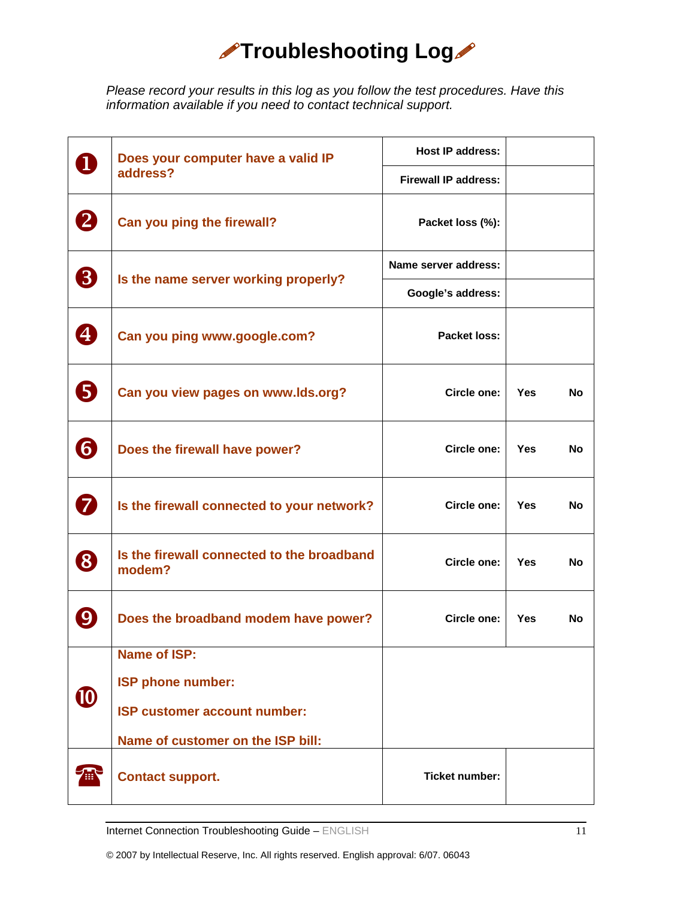# ✏Troubleshooting Log✏

*Please record your results in this log as you follow the test procedures. Have this information available if you need to contact technical support.*

| | | | | |
|---|---|---|---|---|
| ❶ | **Does your computer have a valid IP address?** | **Host IP address:** | | |
| | | **Firewall IP address:** | | |
| ❷ | **Can you ping the firewall?** | **Packet loss (%):** | | |
| ❸ | **Is the name server working properly?** | **Name server address:** | | |
| | | **Google's address:** | | |
| ❹ | **Can you ping www.google.com?** | **Packet loss:** | | |
| ❺ | **Can you view pages on www.lds.org?** | **Circle one:** | **Yes** | **No** |
| ❻ | **Does the firewall have power?** | **Circle one:** | **Yes** | **No** |
| ❼ | **Is the firewall connected to your network?** | **Circle one:** | **Yes** | **No** |
| ❽ | **Is the firewall connected to the broadband modem?** | **Circle one:** | **Yes** | **No** |
| ❾ | **Does the broadband modem have power?** | **Circle one:** | **Yes** | **No** |
| ❿ | **Name of ISP:**<br>**ISP phone number:**<br>**ISP customer account number:**<br>**Name of customer on the ISP bill:** | | | |
| ☎ | **Contact support.** | **Ticket number:** | | |

Internet Connection Troubleshooting Guide – ENGLISH

© 2007 by Intellectual Reserve, Inc. All rights reserved. English approval: 6/07. 06043